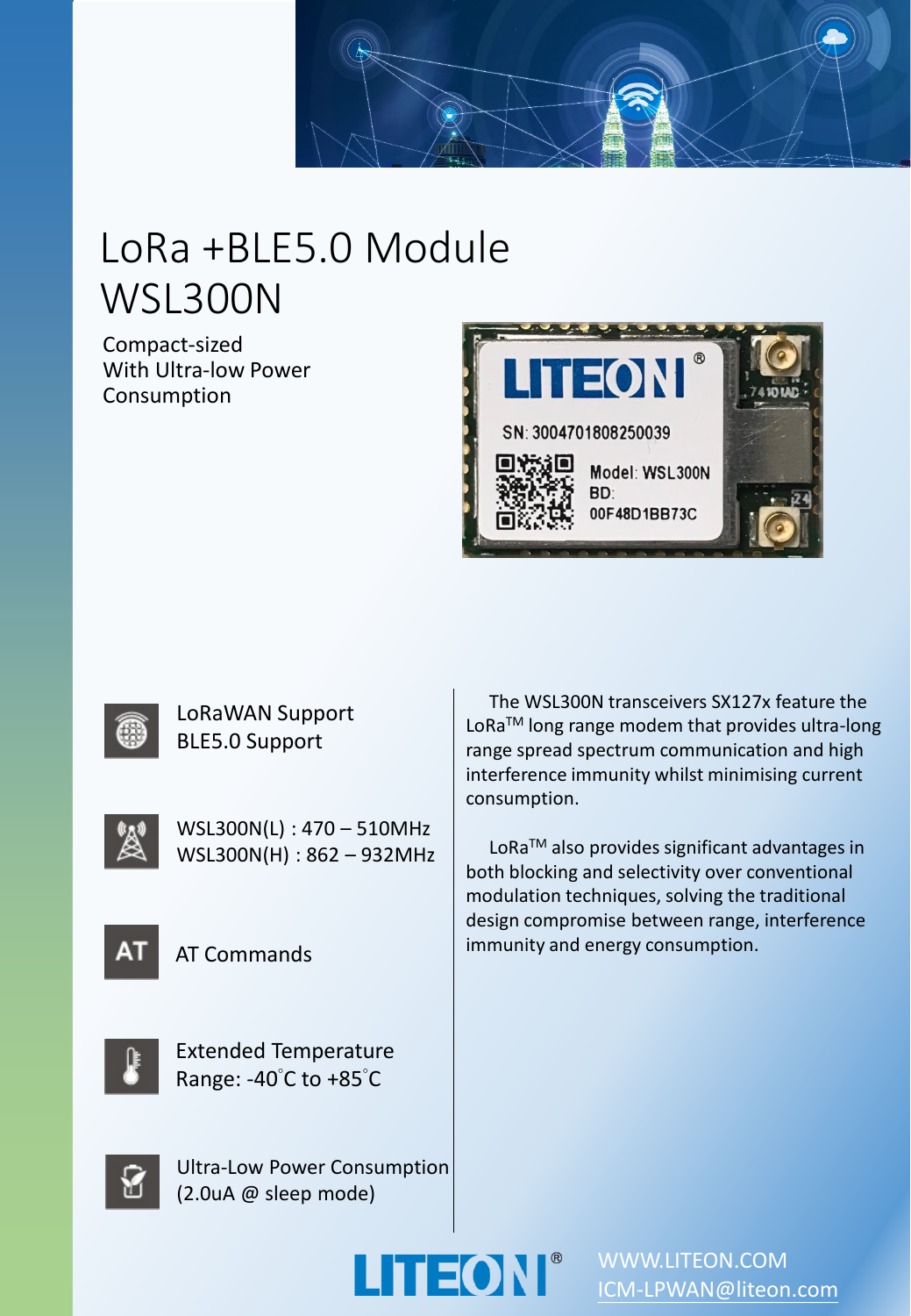# LoRa +BLE5.0 Module
# WSL300N

Compact-sized
With Ultra-low Power
Consumption

- LoRaWAN Support
  BLE5.0 Support
- WSL300N(L) : 470 – 510MHz
  WSL300N(H) : 862 – 932MHz
- AT Commands
- Extended Temperature Range: -40°C to +85°C
- Ultra-Low Power Consumption (2.0uA @ sleep mode)

The WSL300N transceivers SX127x feature the LoRa™ long range modem that provides ultra-long range spread spectrum communication and high interference immunity whilst minimising current consumption.

LoRa™ also provides significant advantages in both blocking and selectivity over conventional modulation techniques, solving the traditional design compromise between range, interference immunity and energy consumption.

LITEON®

WWW.LITEON.COM
ICM-LPWAN@liteon.com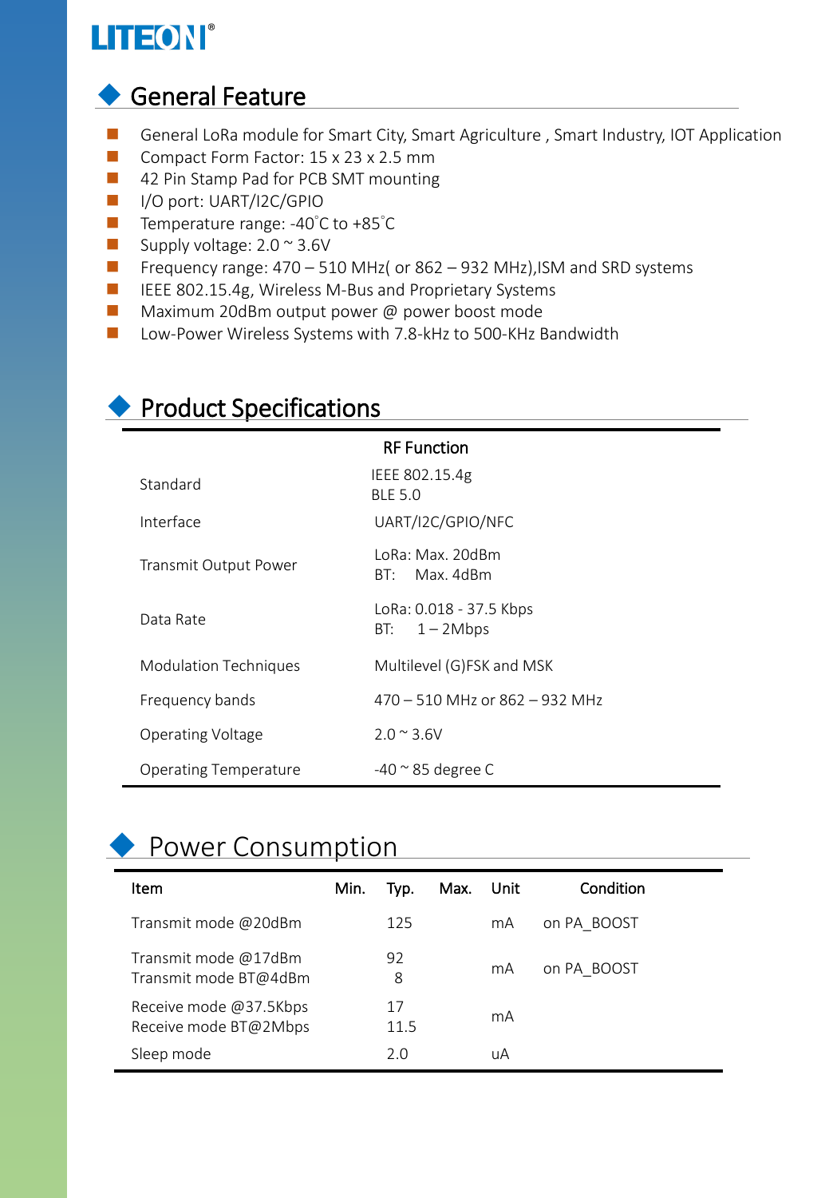## General Feature

- General LoRa module for Smart City, Smart Agriculture , Smart Industry, IOT Application
- Compact Form Factor: 15 x 23 x 2.5 mm
- 42 Pin Stamp Pad for PCB SMT mounting
- I/O port: UART/I2C/GPIO
- Temperature range: -40˚C to +85˚C
- Supply voltage: 2.0 ~ 3.6V
- Frequency range: 470 – 510 MHz( or 862 – 932 MHz),ISM and SRD systems
- IEEE 802.15.4g, Wireless M-Bus and Proprietary Systems
- Maximum 20dBm output power @ power boost mode
- Low-Power Wireless Systems with 7.8-kHz to 500-KHz Bandwidth

## Product Specifications

| | RF Function |
|---|---|
| Standard | IEEE 802.15.4g<br>BLE 5.0 |
| Interface | UART/I2C/GPIO/NFC |
| Transmit Output Power | LoRa: Max. 20dBm<br>BT: Max. 4dBm |
| Data Rate | LoRa: 0.018 - 37.5 Kbps<br>BT: 1 – 2Mbps |
| Modulation Techniques | Multilevel (G)FSK and MSK |
| Frequency bands | 470 – 510 MHz or 862 – 932 MHz |
| Operating Voltage | 2.0 ~ 3.6V |
| Operating Temperature | -40 ~ 85 degree C |

## Power Consumption

| Item | Min. | Typ. | Max. | Unit | Condition |
|---|---|---|---|---|---|
| Transmit mode @20dBm | | 125 | | mA | on PA_BOOST |
| Transmit mode @17dBm<br>Transmit mode BT@4dBm | | 92<br>8 | | mA | on PA_BOOST |
| Receive mode @37.5Kbps<br>Receive mode BT@2Mbps | | 17<br>11.5 | | mA | |
| Sleep mode | | 2.0 | | uA | |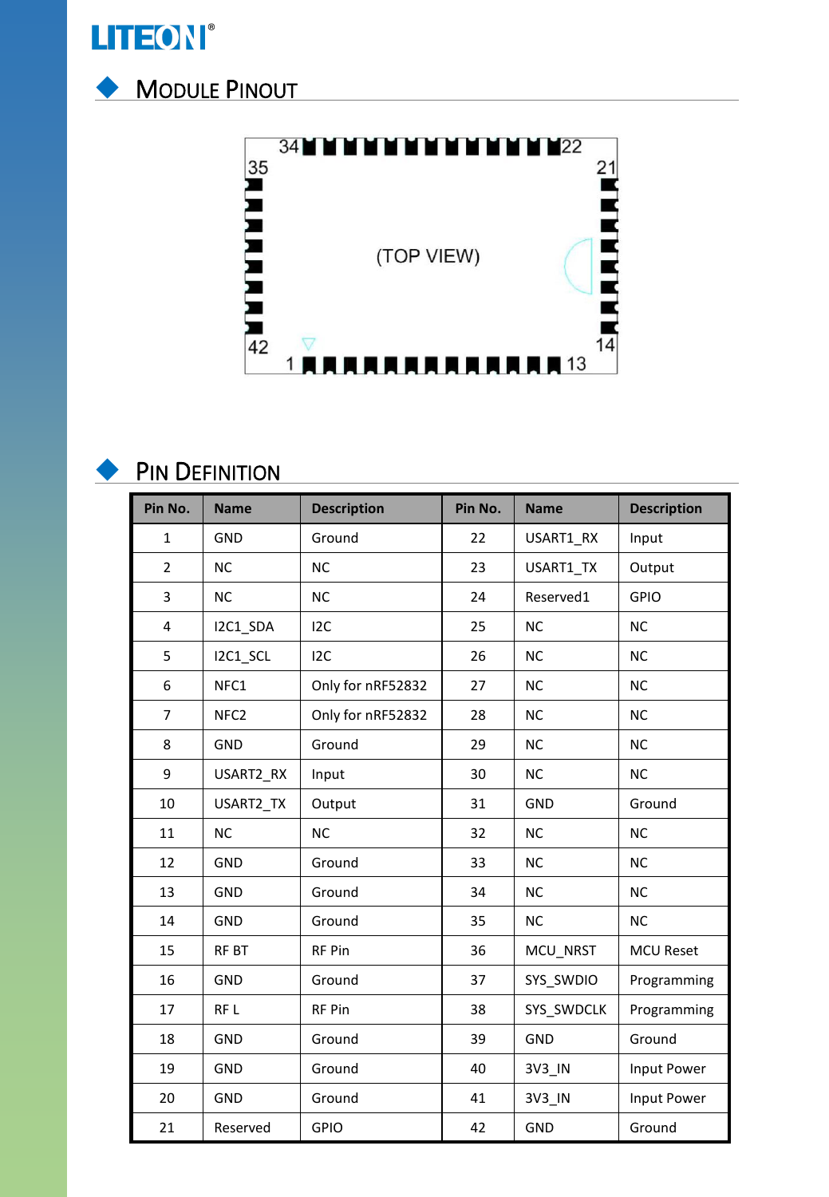## Module Pinout

34 22
35 21
(TOP VIEW)
42 14
1 13

## Pin Definition

| Pin No. | Name | Description | Pin No. | Name | Description |
|---|---|---|---|---|---|
| 1 | GND | Ground | 22 | USART1_RX | Input |
| 2 | NC | NC | 23 | USART1_TX | Output |
| 3 | NC | NC | 24 | Reserved1 | GPIO |
| 4 | I2C1_SDA | I2C | 25 | NC | NC |
| 5 | I2C1_SCL | I2C | 26 | NC | NC |
| 6 | NFC1 | Only for nRF52832 | 27 | NC | NC |
| 7 | NFC2 | Only for nRF52832 | 28 | NC | NC |
| 8 | GND | Ground | 29 | NC | NC |
| 9 | USART2_RX | Input | 30 | NC | NC |
| 10 | USART2_TX | Output | 31 | GND | Ground |
| 11 | NC | NC | 32 | NC | NC |
| 12 | GND | Ground | 33 | NC | NC |
| 13 | GND | Ground | 34 | NC | NC |
| 14 | GND | Ground | 35 | NC | NC |
| 15 | RF BT | RF Pin | 36 | MCU_NRST | MCU Reset |
| 16 | GND | Ground | 37 | SYS_SWDIO | Programming |
| 17 | RF L | RF Pin | 38 | SYS_SWDCLK | Programming |
| 18 | GND | Ground | 39 | GND | Ground |
| 19 | GND | Ground | 40 | 3V3_IN | Input Power |
| 20 | GND | Ground | 41 | 3V3_IN | Input Power |
| 21 | Reserved | GPIO | 42 | GND | Ground |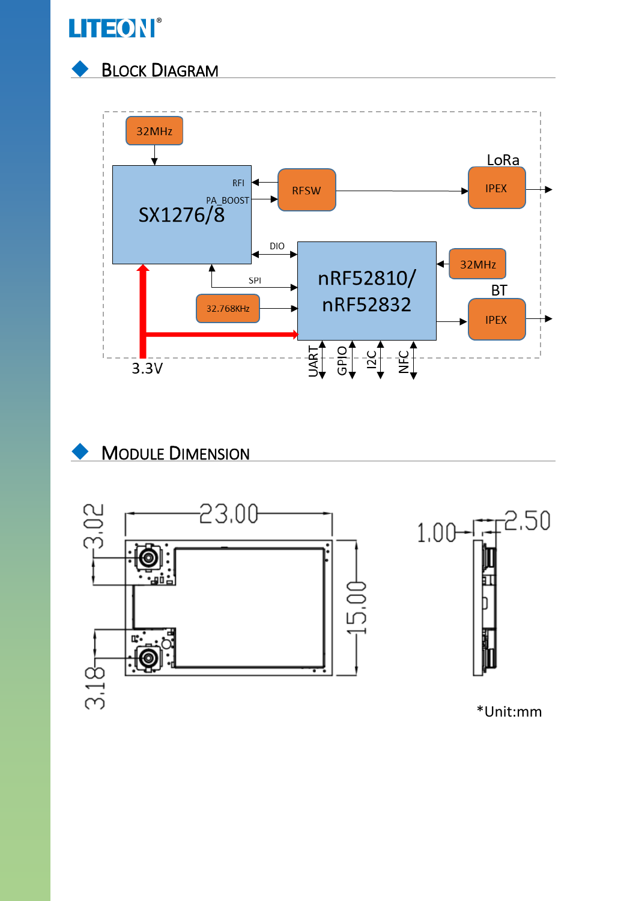## Block Diagram

## Module Dimension

*Unit:mm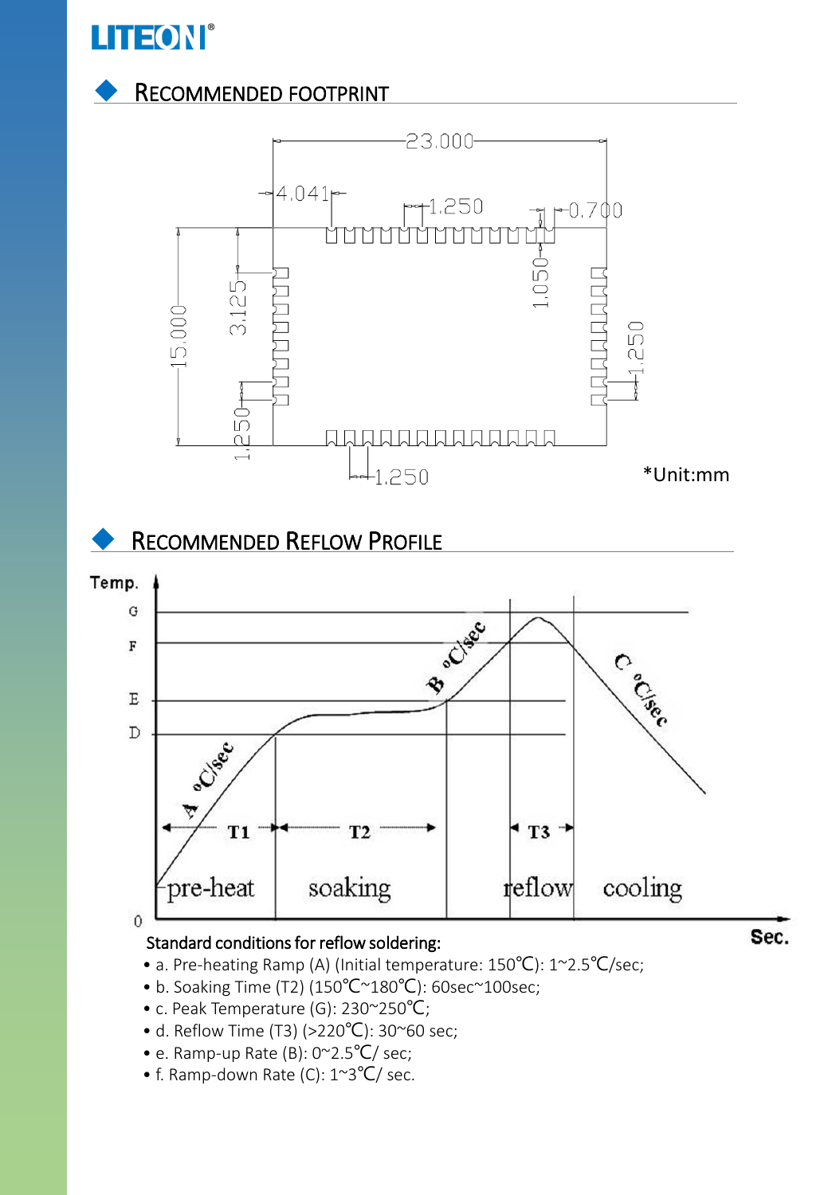## RECOMMENDED FOOTPRINT

*Unit:mm

## RECOMMENDED REFLOW PROFILE

Standard conditions for reflow soldering:

- a. Pre-heating Ramp (A) (Initial temperature: 150℃): 1~2.5℃/sec;
- b. Soaking Time (T2) (150℃~180℃): 60sec~100sec;
- c. Peak Temperature (G): 230~250℃;
- d. Reflow Time (T3) (>220℃): 30~60 sec;
- e. Ramp-up Rate (B): 0~2.5℃/ sec;
- f. Ramp-down Rate (C): 1~3℃/ sec.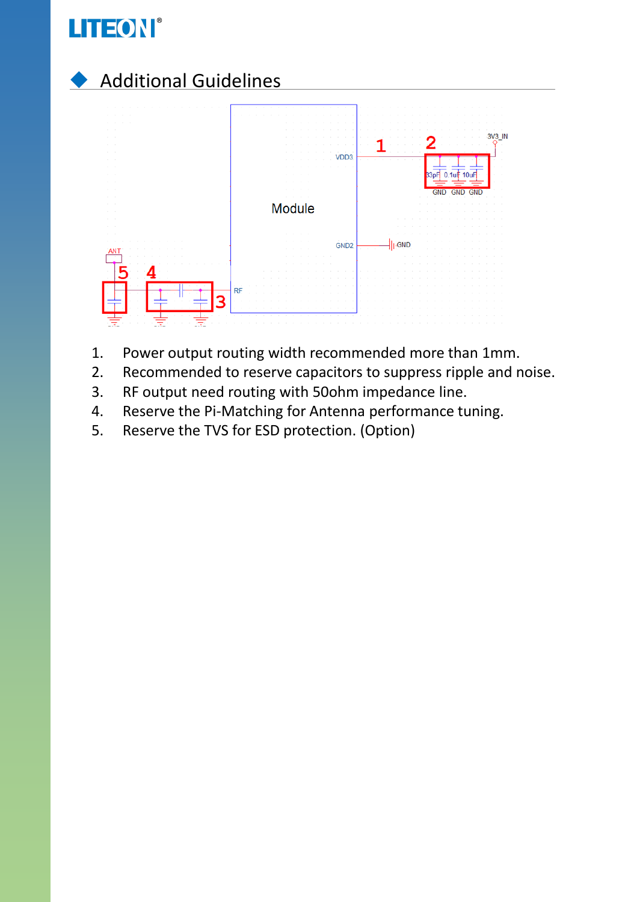## Additional Guidelines

1. Power output routing width recommended more than 1mm.
2. Recommended to reserve capacitors to suppress ripple and noise.
3. RF output need routing with 50ohm impedance line.
4. Reserve the Pi-Matching for Antenna performance tuning.
5. Reserve the TVS for ESD protection. (Option)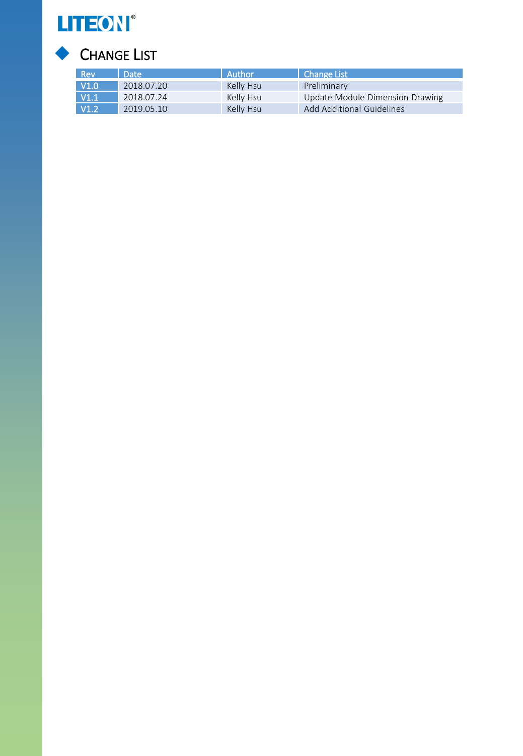## CHANGE LIST

| Rev | Date | Author | Change List |
|---|---|---|---|
| V1.0 | 2018.07.20 | Kelly Hsu | Preliminary |
| V1.1 | 2018.07.24 | Kelly Hsu | Update Module Dimension Drawing |
| V1.2 | 2019.05.10 | Kelly Hsu | Add Additional Guidelines |